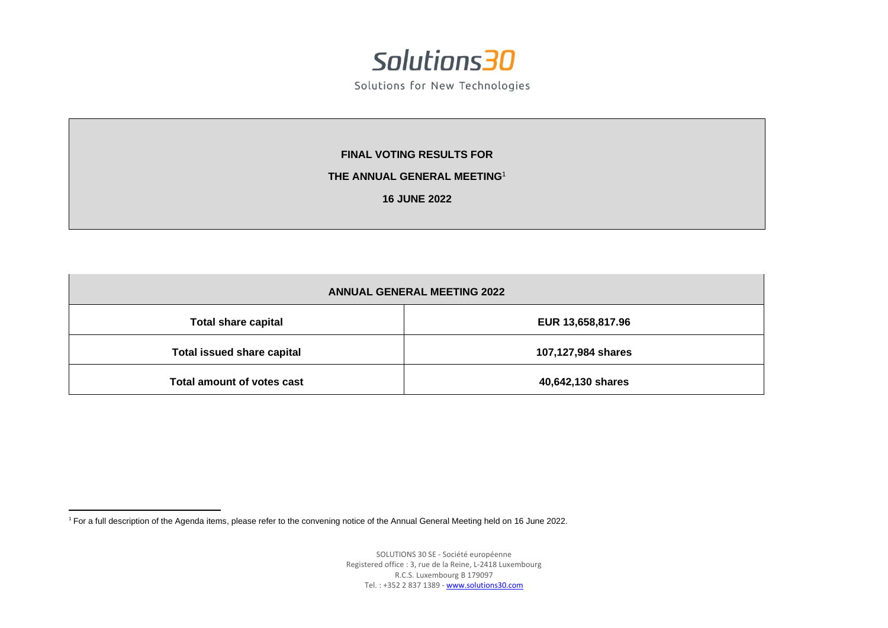# Solutions30

Solutions for New Technologies

**FINAL VOTING RESULTS FOR**

**THE ANNUAL GENERAL MEETING[1]**

**16 JUNE 2022**

| ANNUAL GENERAL MEETING 2022 | |
|---|---|
| **Total share capital** | **EUR 13,658,817.96** |
| **Total issued share capital** | **107,127,984 shares** |
| **Total amount of votes cast** | **40,642,130 shares** |

[1] For a full description of the Agenda items, please refer to the convening notice of the Annual General Meeting held on 16 June 2022.

SOLUTIONS 30 SE - Société européenne
Registered office : 3, rue de la Reine, L-2418 Luxembourg
R.C.S. Luxembourg B 179097
Tel. : +352 2 837 1389 - www.solutions30.com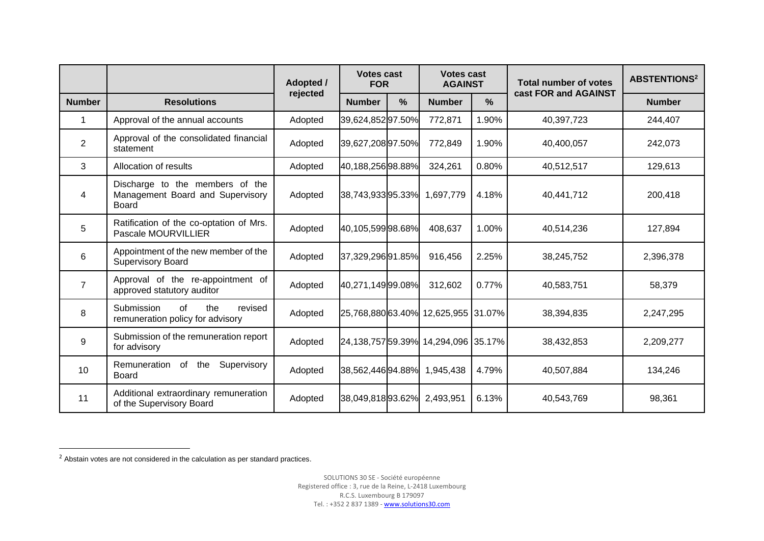| | | Adopted / rejected | Votes cast FOR | | Votes cast AGAINST | | Total number of votes cast FOR and AGAINST | ABSTENTIONS[2] |
|---|---|---|---|---|---|---|---|---|
| Number | Resolutions | | Number | % | Number | % | | Number |
| 1 | Approval of the annual accounts | Adopted | 39,624,852 | 97.50% | 772,871 | 1.90% | 40,397,723 | 244,407 |
| 2 | Approval of the consolidated financial statement | Adopted | 39,627,208 | 97.50% | 772,849 | 1.90% | 40,400,057 | 242,073 |
| 3 | Allocation of results | Adopted | 40,188,256 | 98.88% | 324,261 | 0.80% | 40,512,517 | 129,613 |
| 4 | Discharge to the members of the Management Board and Supervisory Board | Adopted | 38,743,933 | 95.33% | 1,697,779 | 4.18% | 40,441,712 | 200,418 |
| 5 | Ratification of the co-optation of Mrs. Pascale MOURVILLIER | Adopted | 40,105,599 | 98.68% | 408,637 | 1.00% | 40,514,236 | 127,894 |
| 6 | Appointment of the new member of the Supervisory Board | Adopted | 37,329,296 | 91.85% | 916,456 | 2.25% | 38,245,752 | 2,396,378 |
| 7 | Approval of the re-appointment of approved statutory auditor | Adopted | 40,271,149 | 99.08% | 312,602 | 0.77% | 40,583,751 | 58,379 |
| 8 | Submission of the revised remuneration policy for advisory | Adopted | 25,768,880 | 63.40% | 12,625,955 | 31.07% | 38,394,835 | 2,247,295 |
| 9 | Submission of the remuneration report for advisory | Adopted | 24,138,757 | 59.39% | 14,294,096 | 35.17% | 38,432,853 | 2,209,277 |
| 10 | Remuneration of the Supervisory Board | Adopted | 38,562,446 | 94.88% | 1,945,438 | 4.79% | 40,507,884 | 134,246 |
| 11 | Additional extraordinary remuneration of the Supervisory Board | Adopted | 38,049,818 | 93.62% | 2,493,951 | 6.13% | 40,543,769 | 98,361 |

[2] Abstain votes are not considered in the calculation as per standard practices.

SOLUTIONS 30 SE - Société européenne
Registered office : 3, rue de la Reine, L-2418 Luxembourg
R.C.S. Luxembourg B 179097
Tel. : +352 2 837 1389 - www.solutions30.com